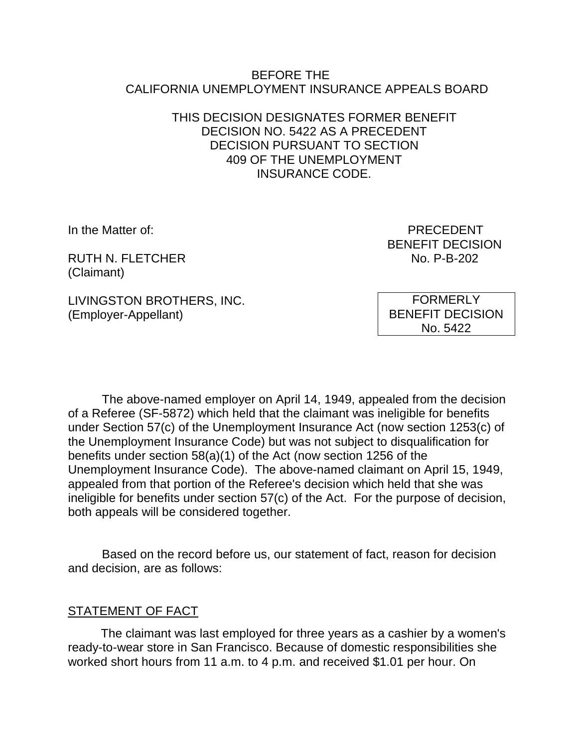BEFORE THE
CALIFORNIA UNEMPLOYMENT INSURANCE APPEALS BOARD

THIS DECISION DESIGNATES FORMER BENEFIT DECISION NO. 5422 AS A PRECEDENT DECISION PURSUANT TO SECTION 409 OF THE UNEMPLOYMENT INSURANCE CODE.

In the Matter of:

RUTH N. FLETCHER
(Claimant)

LIVINGSTON BROTHERS, INC.
(Employer-Appellant)

PRECEDENT
BENEFIT DECISION
No. P-B-202

FORMERLY
BENEFIT DECISION
No. 5422

The above-named employer on April 14, 1949, appealed from the decision of a Referee (SF-5872) which held that the claimant was ineligible for benefits under Section 57(c) of the Unemployment Insurance Act (now section 1253(c) of the Unemployment Insurance Code) but was not subject to disqualification for benefits under section 58(a)(1) of the Act (now section 1256 of the Unemployment Insurance Code). The above-named claimant on April 15, 1949, appealed from that portion of the Referee's decision which held that she was ineligible for benefits under section 57(c) of the Act. For the purpose of decision, both appeals will be considered together.

Based on the record before us, our statement of fact, reason for decision and decision, are as follows:

## STATEMENT OF FACT

The claimant was last employed for three years as a cashier by a women's ready-to-wear store in San Francisco. Because of domestic responsibilities she worked short hours from 11 a.m. to 4 p.m. and received $1.01 per hour. On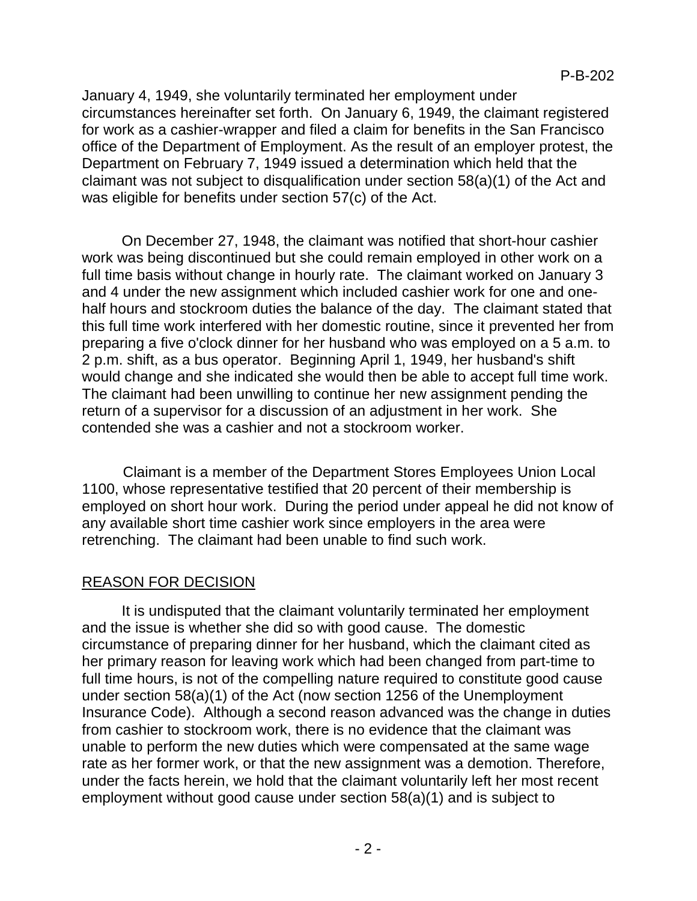January 4, 1949, she voluntarily terminated her employment under circumstances hereinafter set forth. On January 6, 1949, the claimant registered for work as a cashier-wrapper and filed a claim for benefits in the San Francisco office of the Department of Employment. As the result of an employer protest, the Department on February 7, 1949 issued a determination which held that the claimant was not subject to disqualification under section 58(a)(1) of the Act and was eligible for benefits under section 57(c) of the Act.

On December 27, 1948, the claimant was notified that short-hour cashier work was being discontinued but she could remain employed in other work on a full time basis without change in hourly rate. The claimant worked on January 3 and 4 under the new assignment which included cashier work for one and one-half hours and stockroom duties the balance of the day. The claimant stated that this full time work interfered with her domestic routine, since it prevented her from preparing a five o'clock dinner for her husband who was employed on a 5 a.m. to 2 p.m. shift, as a bus operator. Beginning April 1, 1949, her husband's shift would change and she indicated she would then be able to accept full time work. The claimant had been unwilling to continue her new assignment pending the return of a supervisor for a discussion of an adjustment in her work. She contended she was a cashier and not a stockroom worker.

Claimant is a member of the Department Stores Employees Union Local 1100, whose representative testified that 20 percent of their membership is employed on short hour work. During the period under appeal he did not know of any available short time cashier work since employers in the area were retrenching. The claimant had been unable to find such work.

## REASON FOR DECISION

It is undisputed that the claimant voluntarily terminated her employment and the issue is whether she did so with good cause. The domestic circumstance of preparing dinner for her husband, which the claimant cited as her primary reason for leaving work which had been changed from part-time to full time hours, is not of the compelling nature required to constitute good cause under section 58(a)(1) of the Act (now section 1256 of the Unemployment Insurance Code). Although a second reason advanced was the change in duties from cashier to stockroom work, there is no evidence that the claimant was unable to perform the new duties which were compensated at the same wage rate as her former work, or that the new assignment was a demotion. Therefore, under the facts herein, we hold that the claimant voluntarily left her most recent employment without good cause under section 58(a)(1) and is subject to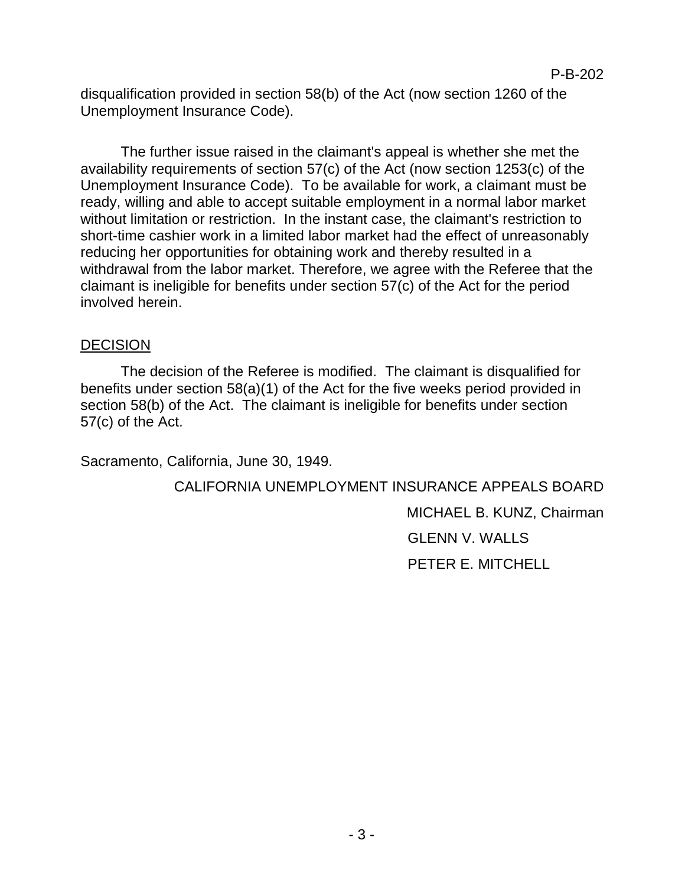disqualification provided in section 58(b) of the Act (now section 1260 of the Unemployment Insurance Code).

The further issue raised in the claimant's appeal is whether she met the availability requirements of section 57(c) of the Act (now section 1253(c) of the Unemployment Insurance Code). To be available for work, a claimant must be ready, willing and able to accept suitable employment in a normal labor market without limitation or restriction. In the instant case, the claimant's restriction to short-time cashier work in a limited labor market had the effect of unreasonably reducing her opportunities for obtaining work and thereby resulted in a withdrawal from the labor market. Therefore, we agree with the Referee that the claimant is ineligible for benefits under section 57(c) of the Act for the period involved herein.

## DECISION

The decision of the Referee is modified. The claimant is disqualified for benefits under section 58(a)(1) of the Act for the five weeks period provided in section 58(b) of the Act. The claimant is ineligible for benefits under section 57(c) of the Act.

Sacramento, California, June 30, 1949.

CALIFORNIA UNEMPLOYMENT INSURANCE APPEALS BOARD

MICHAEL B. KUNZ, Chairman

GLENN V. WALLS

PETER E. MITCHELL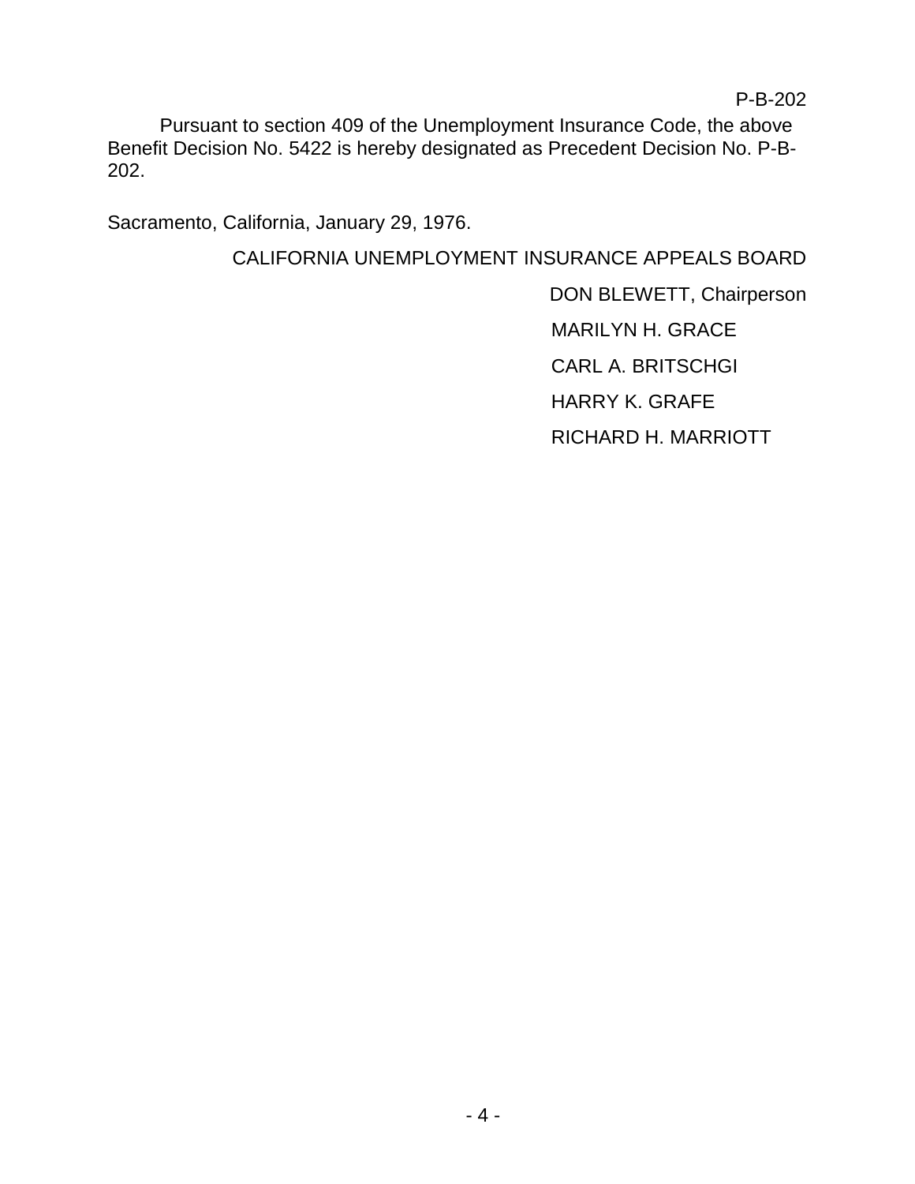Pursuant to section 409 of the Unemployment Insurance Code, the above Benefit Decision No. 5422 is hereby designated as Precedent Decision No. P-B-202.

Sacramento, California, January 29, 1976.

CALIFORNIA UNEMPLOYMENT INSURANCE APPEALS BOARD

DON BLEWETT, Chairperson

MARILYN H. GRACE

CARL A. BRITSCHGI

HARRY K. GRAFE

RICHARD H. MARRIOTT